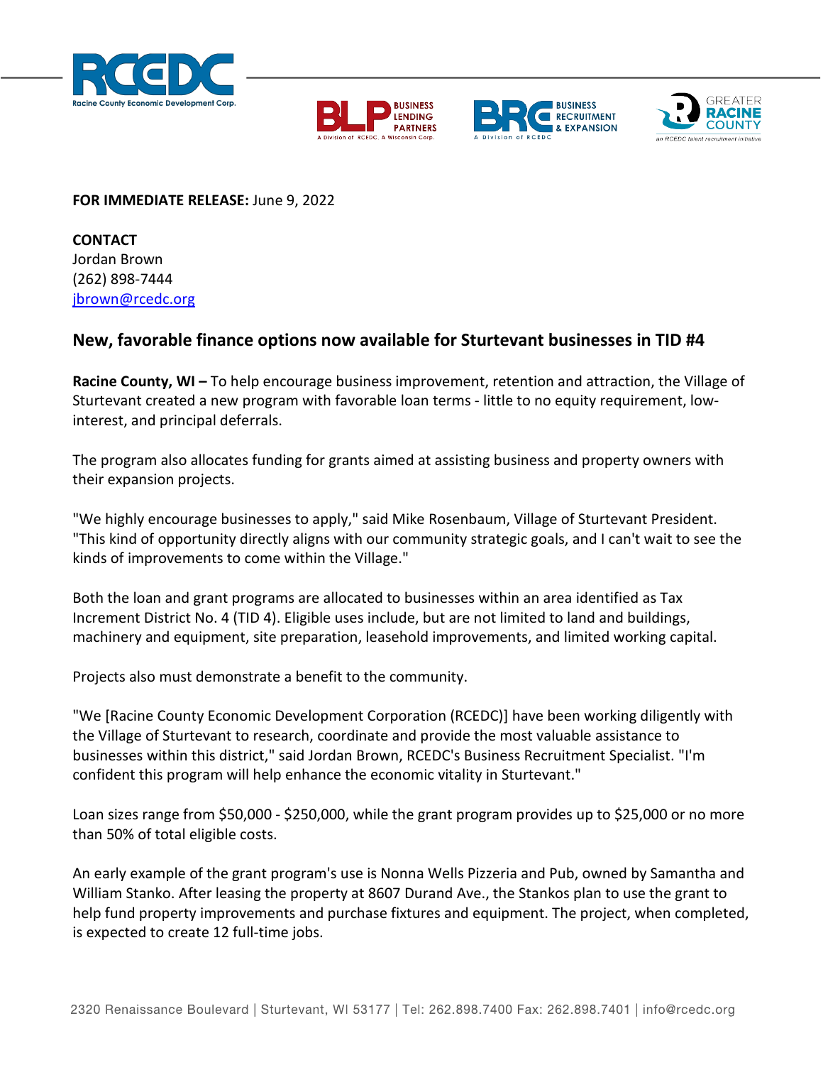**FOR IMMEDIATE RELEASE:** June 9, 2022

**CONTACT**
Jordan Brown
(262) 898-7444
jbrown@rcedc.org

## New, favorable finance options now available for Sturtevant businesses in TID #4

**Racine County, WI –** To help encourage business improvement, retention and attraction, the Village of Sturtevant created a new program with favorable loan terms - little to no equity requirement, low-interest, and principal deferrals.

The program also allocates funding for grants aimed at assisting business and property owners with their expansion projects.

"We highly encourage businesses to apply," said Mike Rosenbaum, Village of Sturtevant President. "This kind of opportunity directly aligns with our community strategic goals, and I can't wait to see the kinds of improvements to come within the Village."

Both the loan and grant programs are allocated to businesses within an area identified as Tax Increment District No. 4 (TID 4). Eligible uses include, but are not limited to land and buildings, machinery and equipment, site preparation, leasehold improvements, and limited working capital.

Projects also must demonstrate a benefit to the community.

"We [Racine County Economic Development Corporation (RCEDC)] have been working diligently with the Village of Sturtevant to research, coordinate and provide the most valuable assistance to businesses within this district," said Jordan Brown, RCEDC's Business Recruitment Specialist. "I'm confident this program will help enhance the economic vitality in Sturtevant."

Loan sizes range from $50,000 - $250,000, while the grant program provides up to $25,000 or no more than 50% of total eligible costs.

An early example of the grant program's use is Nonna Wells Pizzeria and Pub, owned by Samantha and William Stanko. After leasing the property at 8607 Durand Ave., the Stankos plan to use the grant to help fund property improvements and purchase fixtures and equipment. The project, when completed, is expected to create 12 full-time jobs.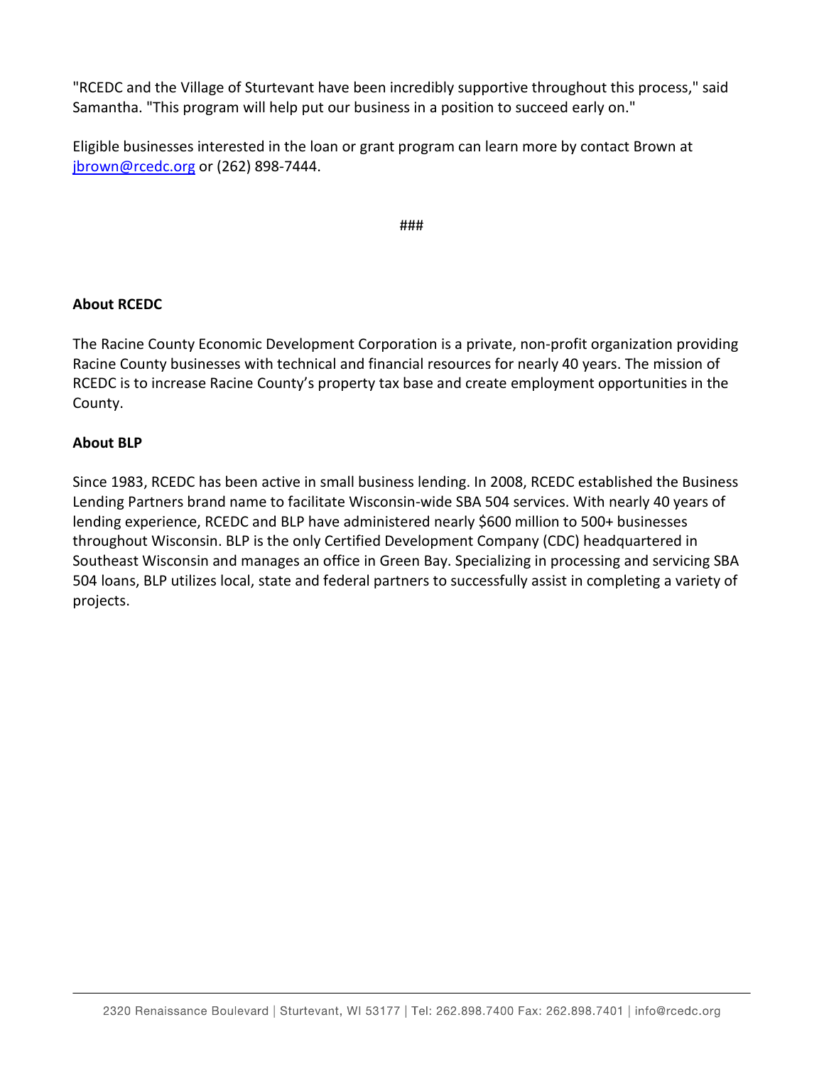"RCEDC and the Village of Sturtevant have been incredibly supportive throughout this process," said Samantha. "This program will help put our business in a position to succeed early on."

Eligible businesses interested in the loan or grant program can learn more by contact Brown at jbrown@rcedc.org or (262) 898-7444.

###

**About RCEDC**

The Racine County Economic Development Corporation is a private, non-profit organization providing Racine County businesses with technical and financial resources for nearly 40 years. The mission of RCEDC is to increase Racine County's property tax base and create employment opportunities in the County.

**About BLP**

Since 1983, RCEDC has been active in small business lending. In 2008, RCEDC established the Business Lending Partners brand name to facilitate Wisconsin-wide SBA 504 services. With nearly 40 years of lending experience, RCEDC and BLP have administered nearly $600 million to 500+ businesses throughout Wisconsin. BLP is the only Certified Development Company (CDC) headquartered in Southeast Wisconsin and manages an office in Green Bay. Specializing in processing and servicing SBA 504 loans, BLP utilizes local, state and federal partners to successfully assist in completing a variety of projects.